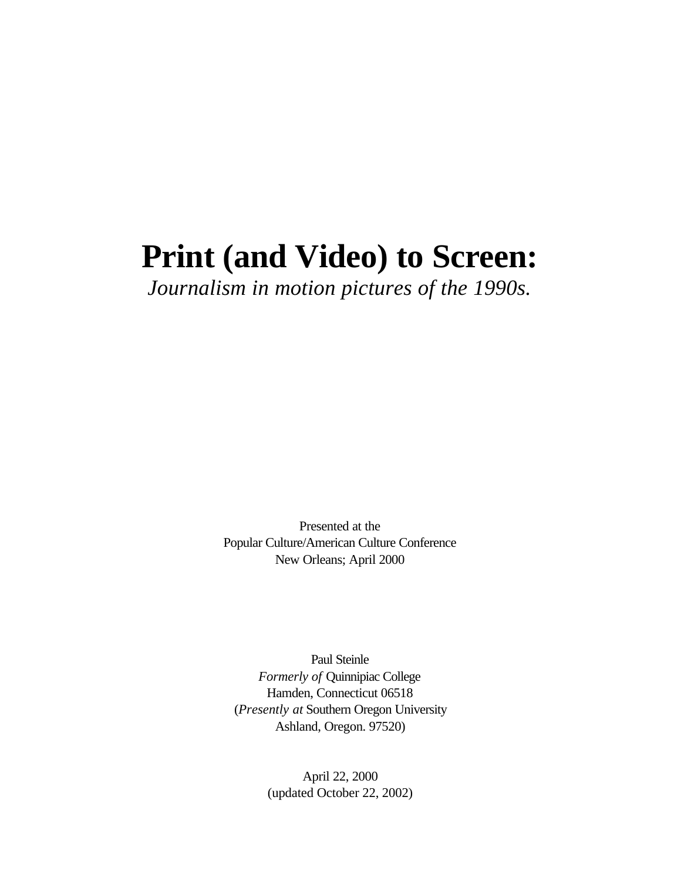# Print (and Video) to Screen:

*Journalism in motion pictures of the 1990s.*

Presented at the
Popular Culture/American Culture Conference
New Orleans; April 2000

Paul Steinle
*Formerly of* Quinnipiac College
Hamden, Connecticut 06518
(*Presently at* Southern Oregon University
Ashland, Oregon. 97520)

April 22, 2000
(updated October 22, 2002)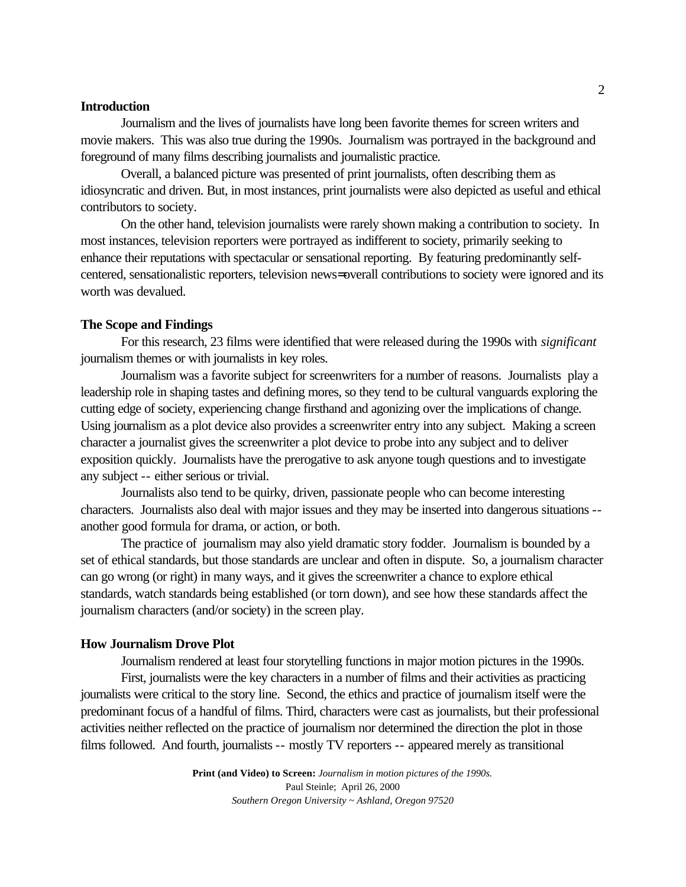## Introduction

Journalism and the lives of journalists have long been favorite themes for screen writers and movie makers. This was also true during the 1990s. Journalism was portrayed in the background and foreground of many films describing journalists and journalistic practice.

Overall, a balanced picture was presented of print journalists, often describing them as idiosyncratic and driven. But, in most instances, print journalists were also depicted as useful and ethical contributors to society.

On the other hand, television journalists were rarely shown making a contribution to society. In most instances, television reporters were portrayed as indifferent to society, primarily seeking to enhance their reputations with spectacular or sensational reporting. By featuring predominantly self-centered, sensationalistic reporters, television news=overall contributions to society were ignored and its worth was devalued.

## The Scope and Findings

For this research, 23 films were identified that were released during the 1990s with *significant* journalism themes or with journalists in key roles.

Journalism was a favorite subject for screenwriters for a number of reasons. Journalists play a leadership role in shaping tastes and defining mores, so they tend to be cultural vanguards exploring the cutting edge of society, experiencing change firsthand and agonizing over the implications of change. Using journalism as a plot device also provides a screenwriter entry into any subject. Making a screen character a journalist gives the screenwriter a plot device to probe into any subject and to deliver exposition quickly. Journalists have the prerogative to ask anyone tough questions and to investigate any subject -- either serious or trivial.

Journalists also tend to be quirky, driven, passionate people who can become interesting characters. Journalists also deal with major issues and they may be inserted into dangerous situations -- another good formula for drama, or action, or both.

The practice of journalism may also yield dramatic story fodder. Journalism is bounded by a set of ethical standards, but those standards are unclear and often in dispute. So, a journalism character can go wrong (or right) in many ways, and it gives the screenwriter a chance to explore ethical standards, watch standards being established (or torn down), and see how these standards affect the journalism characters (and/or society) in the screen play.

## How Journalism Drove Plot

Journalism rendered at least four storytelling functions in major motion pictures in the 1990s.

First, journalists were the key characters in a number of films and their activities as practicing journalists were critical to the story line. Second, the ethics and practice of journalism itself were the predominant focus of a handful of films. Third, characters were cast as journalists, but their professional activities neither reflected on the practice of journalism nor determined the direction the plot in those films followed. And fourth, journalists -- mostly TV reporters -- appeared merely as transitional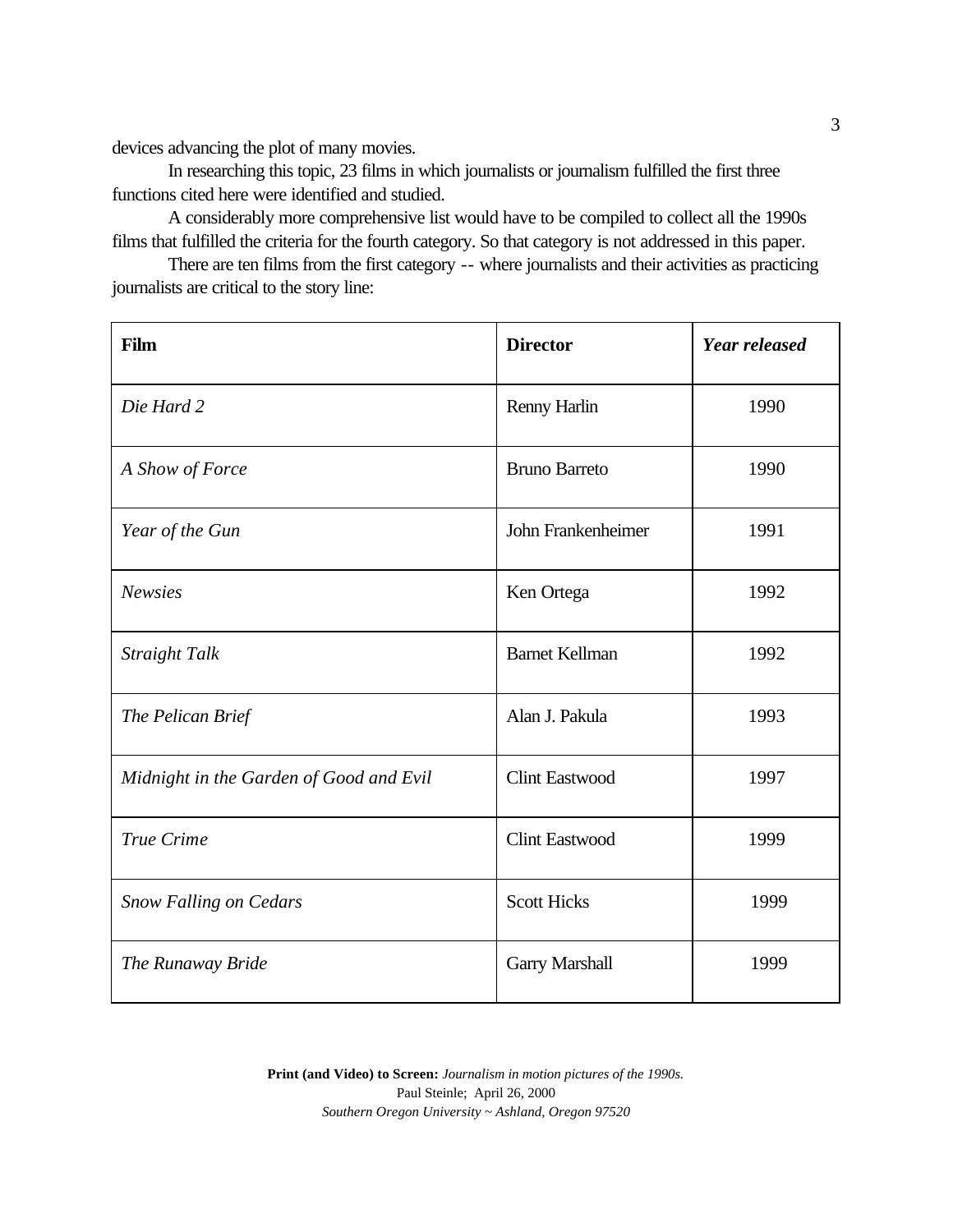devices advancing the plot of many movies.

In researching this topic, 23 films in which journalists or journalism fulfilled the first three functions cited here were identified and studied.

A considerably more comprehensive list would have to be compiled to collect all the 1990s films that fulfilled the criteria for the fourth category. So that category is not addressed in this paper.

There are ten films from the first category -- where journalists and their activities as practicing journalists are critical to the story line:

| **Film** | **Director** | ***Year released*** |
|---|---|---|
| *Die Hard 2* | Renny Harlin | 1990 |
| *A Show of Force* | Bruno Barreto | 1990 |
| *Year of the Gun* | John Frankenheimer | 1991 |
| *Newsies* | Ken Ortega | 1992 |
| *Straight Talk* | Barnet Kellman | 1992 |
| *The Pelican Brief* | Alan J. Pakula | 1993 |
| *Midnight in the Garden of Good and Evil* | Clint Eastwood | 1997 |
| *True Crime* | Clint Eastwood | 1999 |
| *Snow Falling on Cedars* | Scott Hicks | 1999 |
| *The Runaway Bride* | Garry Marshall | 1999 |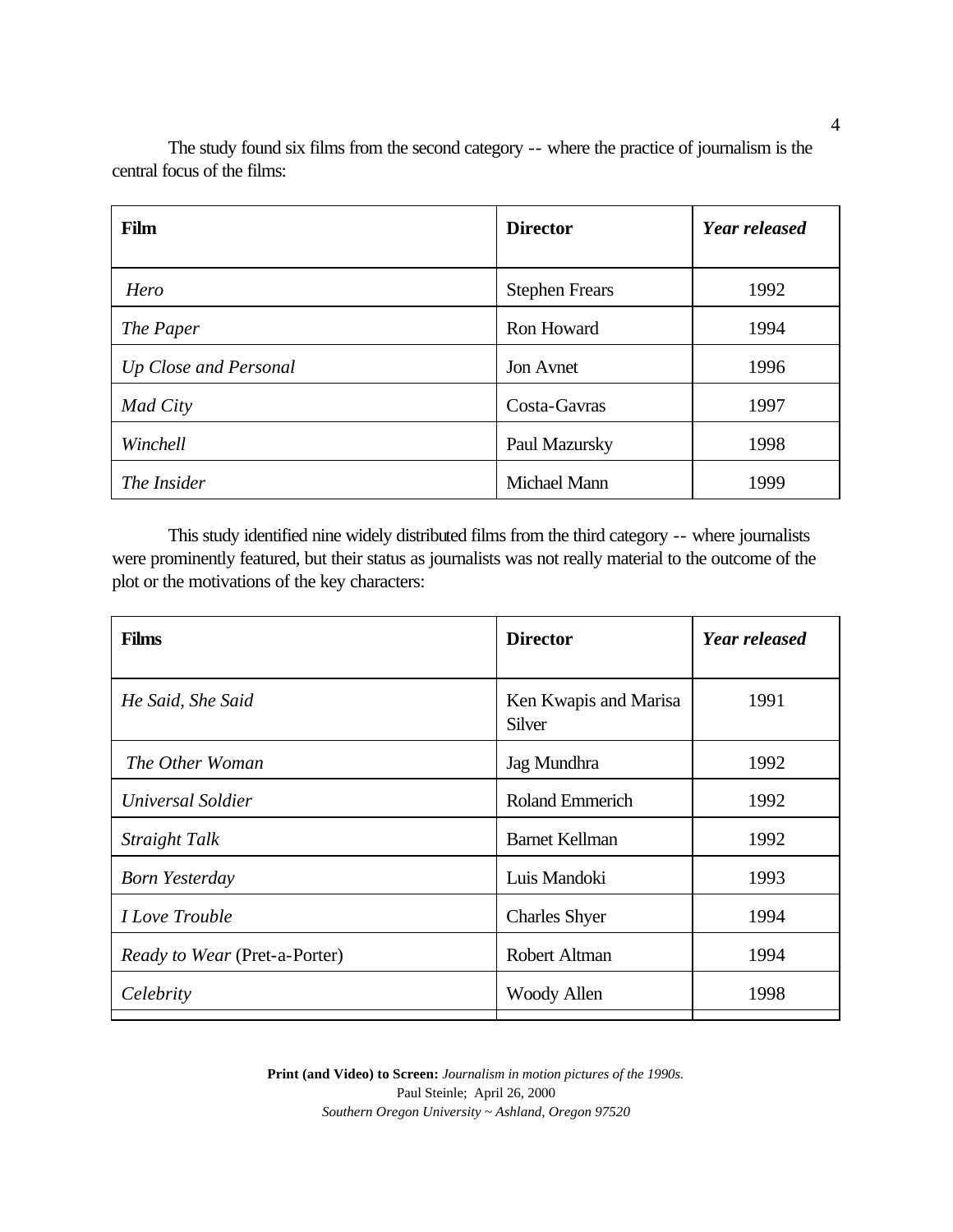The study found six films from the second category -- where the practice of journalism is the central focus of the films:

| **Film** | **Director** | ***Year released*** |
|---|---|---|
| *Hero* | Stephen Frears | 1992 |
| *The Paper* | Ron Howard | 1994 |
| *Up Close and Personal* | Jon Avnet | 1996 |
| *Mad City* | Costa-Gavras | 1997 |
| *Winchell* | Paul Mazursky | 1998 |
| *The Insider* | Michael Mann | 1999 |

This study identified nine widely distributed films from the third category -- where journalists were prominently featured, but their status as journalists was not really material to the outcome of the plot or the motivations of the key characters:

| **Films** | **Director** | ***Year released*** |
|---|---|---|
| *He Said, She Said* | Ken Kwapis and Marisa Silver | 1991 |
| *The Other Woman* | Jag Mundhra | 1992 |
| *Universal Soldier* | Roland Emmerich | 1992 |
| *Straight Talk* | Barnet Kellman | 1992 |
| *Born Yesterday* | Luis Mandoki | 1993 |
| *I Love Trouble* | Charles Shyer | 1994 |
| *Ready to Wear* (Pret-a-Porter) | Robert Altman | 1994 |
| *Celebrity* | Woody Allen | 1998 |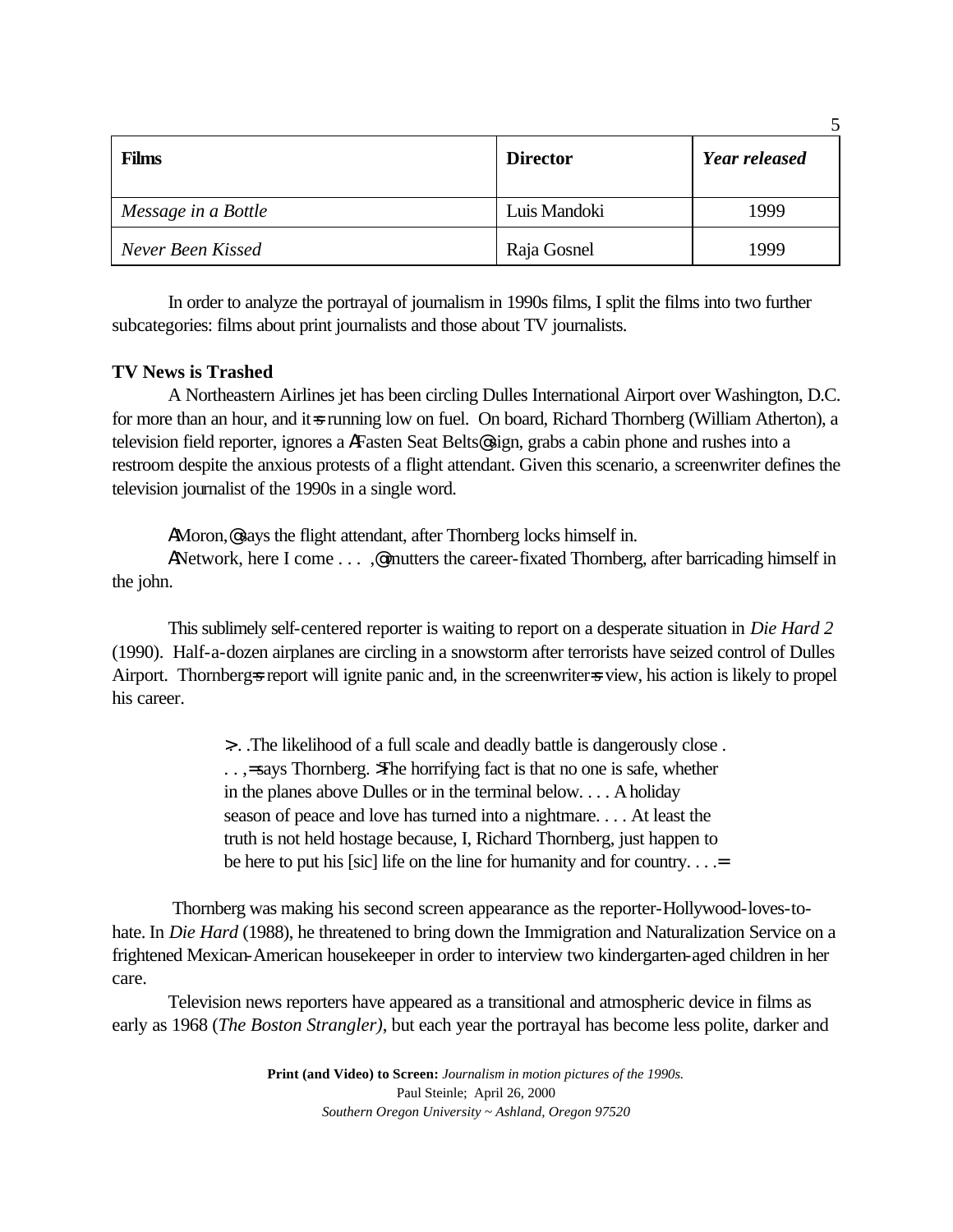| Films | Director | *Year released* |
|---|---|---|
| *Message in a Bottle* | Luis Mandoki | 1999 |
| *Never Been Kissed* | Raja Gosnel | 1999 |

In order to analyze the portrayal of journalism in 1990s films, I split the films into two further subcategories: films about print journalists and those about TV journalists.

**TV News is Trashed**

A Northeastern Airlines jet has been circling Dulles International Airport over Washington, D.C. for more than an hour, and it=s running low on fuel. On board, Richard Thornberg (William Atherton), a television field reporter, ignores a AFasten Seat Belts@ sign, grabs a cabin phone and rushes into a restroom despite the anxious protests of a flight attendant. Given this scenario, a screenwriter defines the television journalist of the 1990s in a single word.

AMoron,@ says the flight attendant, after Thornberg locks himself in.

ANetwork, here I come . . . ,@ mutters the career-fixated Thornberg, after barricading himself in the john.

This sublimely self-centered reporter is waiting to report on a desperate situation in *Die Hard 2* (1990). Half-a-dozen airplanes are circling in a snowstorm after terrorists have seized control of Dulles Airport. Thornberg=s report will ignite panic and, in the screenwriter=s view, his action is likely to propel his career.

> >. .The likelihood of a full scale and deadly battle is dangerously close . . . ,= says Thornberg. >The horrifying fact is that no one is safe, whether in the planes above Dulles or in the terminal below. . . . A holiday season of peace and love has turned into a nightmare. . . . At least the truth is not held hostage because, I, Richard Thornberg, just happen to be here to put his [sic] life on the line for humanity and for country. . . .=

Thornberg was making his second screen appearance as the reporter-Hollywood-loves-to-hate. In *Die Hard* (1988), he threatened to bring down the Immigration and Naturalization Service on a frightened Mexican-American housekeeper in order to interview two kindergarten-aged children in her care.

Television news reporters have appeared as a transitional and atmospheric device in films as early as 1968 (*The Boston Strangler)*, but each year the portrayal has become less polite, darker and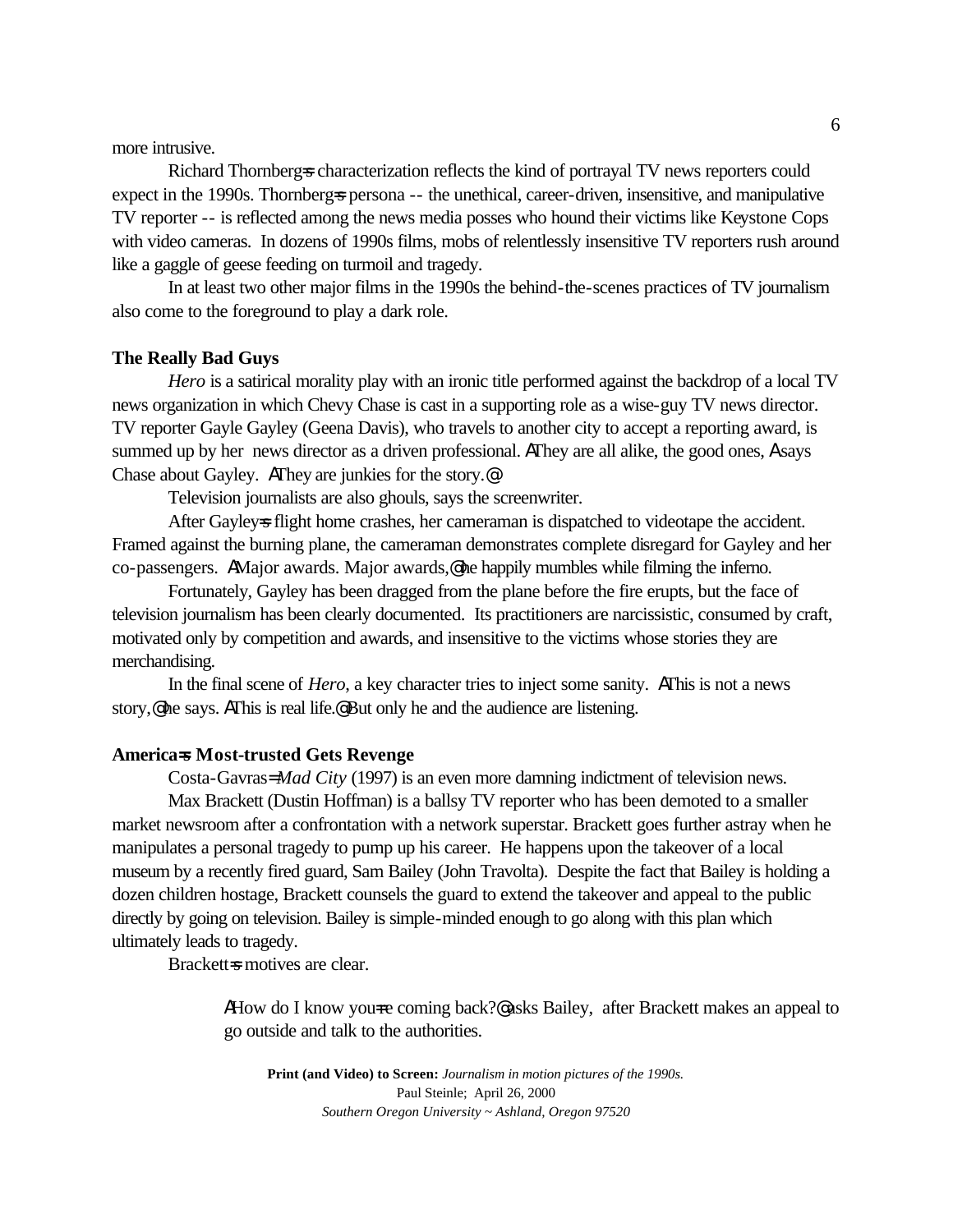more intrusive.

Richard Thornberg=s characterization reflects the kind of portrayal TV news reporters could expect in the 1990s. Thornberg=s persona -- the unethical, career-driven, insensitive, and manipulative TV reporter -- is reflected among the news media posses who hound their victims like Keystone Cops with video cameras. In dozens of 1990s films, mobs of relentlessly insensitive TV reporters rush around like a gaggle of geese feeding on turmoil and tragedy.

In at least two other major films in the 1990s the behind-the-scenes practices of TV journalism also come to the foreground to play a dark role.

**The Really Bad Guys**

*Hero* is a satirical morality play with an ironic title performed against the backdrop of a local TV news organization in which Chevy Chase is cast in a supporting role as a wise-guy TV news director. TV reporter Gayle Gayley (Geena Davis), who travels to another city to accept a reporting award, is summed up by her news director as a driven professional. AThey are all alike, the good ones, A says Chase about Gayley. AThey are junkies for the story.@

Television journalists are also ghouls, says the screenwriter.

After Gayley=s flight home crashes, her cameraman is dispatched to videotape the accident. Framed against the burning plane, the cameraman demonstrates complete disregard for Gayley and her co-passengers. AMajor awards. Major awards,@ he happily mumbles while filming the inferno.

Fortunately, Gayley has been dragged from the plane before the fire erupts, but the face of television journalism has been clearly documented. Its practitioners are narcissistic, consumed by craft, motivated only by competition and awards, and insensitive to the victims whose stories they are merchandising.

In the final scene of *Hero*, a key character tries to inject some sanity. AThis is not a news story,@ he says. AThis is real life.@ But only he and the audience are listening.

**America=s Most-trusted Gets Revenge**

Costa-Gavras=*Mad City* (1997) is an even more damning indictment of television news.

Max Brackett (Dustin Hoffman) is a ballsy TV reporter who has been demoted to a smaller market newsroom after a confrontation with a network superstar. Brackett goes further astray when he manipulates a personal tragedy to pump up his career. He happens upon the takeover of a local museum by a recently fired guard, Sam Bailey (John Travolta). Despite the fact that Bailey is holding a dozen children hostage, Brackett counsels the guard to extend the takeover and appeal to the public directly by going on television. Bailey is simple-minded enough to go along with this plan which ultimately leads to tragedy.

Brackett=s motives are clear.

> AHow do I know you=re coming back?@ asks Bailey, after Brackett makes an appeal to go outside and talk to the authorities.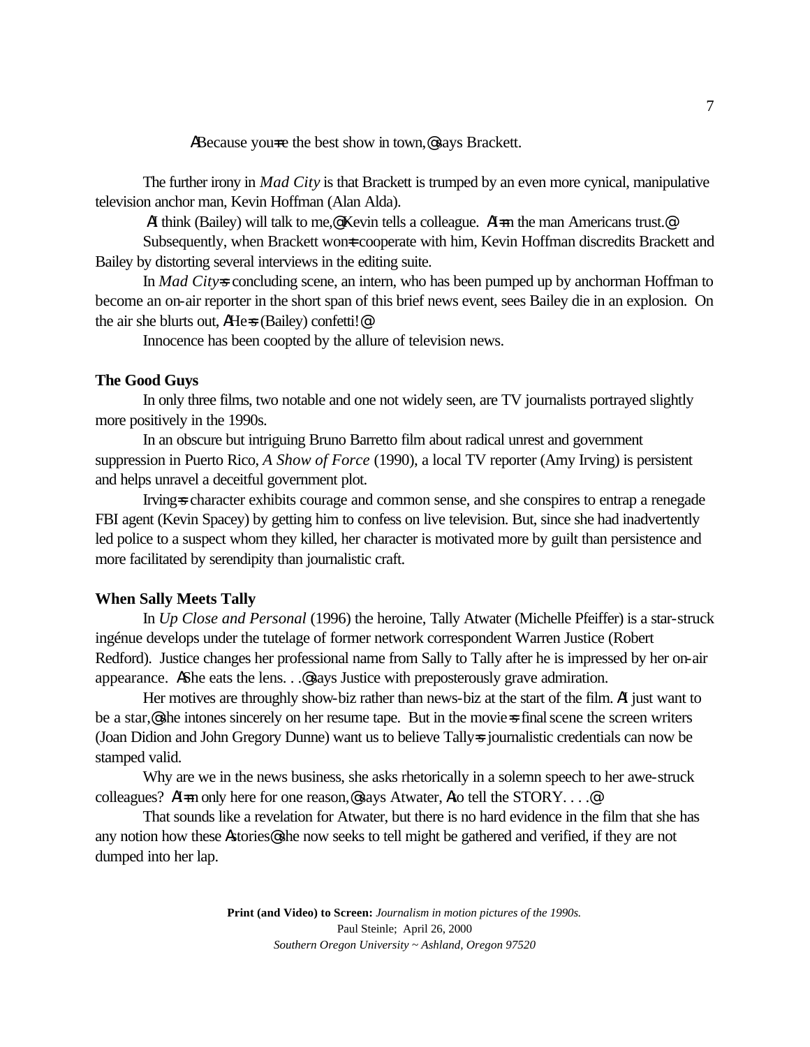ABecause you=re the best show in town,@ says Brackett.

The further irony in *Mad City* is that Brackett is trumped by an even more cynical, manipulative television anchor man, Kevin Hoffman (Alan Alda).

AI think (Bailey) will talk to me,@ Kevin tells a colleague. AI=m the man Americans trust.@

Subsequently, when Brackett won=t cooperate with him, Kevin Hoffman discredits Brackett and Bailey by distorting several interviews in the editing suite.

In *Mad City*=s concluding scene, an intern, who has been pumped up by anchorman Hoffman to become an on-air reporter in the short span of this brief news event, sees Bailey die in an explosion. On the air she blurts out, AHe=s (Bailey) confetti!@

Innocence has been coopted by the allure of television news.

**The Good Guys**

In only three films, two notable and one not widely seen, are TV journalists portrayed slightly more positively in the 1990s.

In an obscure but intriguing Bruno Barretto film about radical unrest and government suppression in Puerto Rico, *A Show of Force* (1990), a local TV reporter (Amy Irving) is persistent and helps unravel a deceitful government plot.

Irving=s character exhibits courage and common sense, and she conspires to entrap a renegade FBI agent (Kevin Spacey) by getting him to confess on live television. But, since she had inadvertently led police to a suspect whom they killed, her character is motivated more by guilt than persistence and more facilitated by serendipity than journalistic craft.

**When Sally Meets Tally**

In *Up Close and Personal* (1996) the heroine, Tally Atwater (Michelle Pfeiffer) is a star-struck ingénue develops under the tutelage of former network correspondent Warren Justice (Robert Redford). Justice changes her professional name from Sally to Tally after he is impressed by her on-air appearance. AShe eats the lens. . .@ says Justice with preposterously grave admiration.

Her motives are throughly show-biz rather than news-biz at the start of the film. AI just want to be a star,@ she intones sincerely on her resume tape. But in the movie=s final scene the screen writers (Joan Didion and John Gregory Dunne) want us to believe Tally=s journalistic credentials can now be stamped valid.

Why are we in the news business, she asks rhetorically in a solemn speech to her awe-struck colleagues? AI=m only here for one reason,@ says Atwater, Ato tell the STORY. . . .@

That sounds like a revelation for Atwater, but there is no hard evidence in the film that she has any notion how these Astories@ she now seeks to tell might be gathered and verified, if they are not dumped into her lap.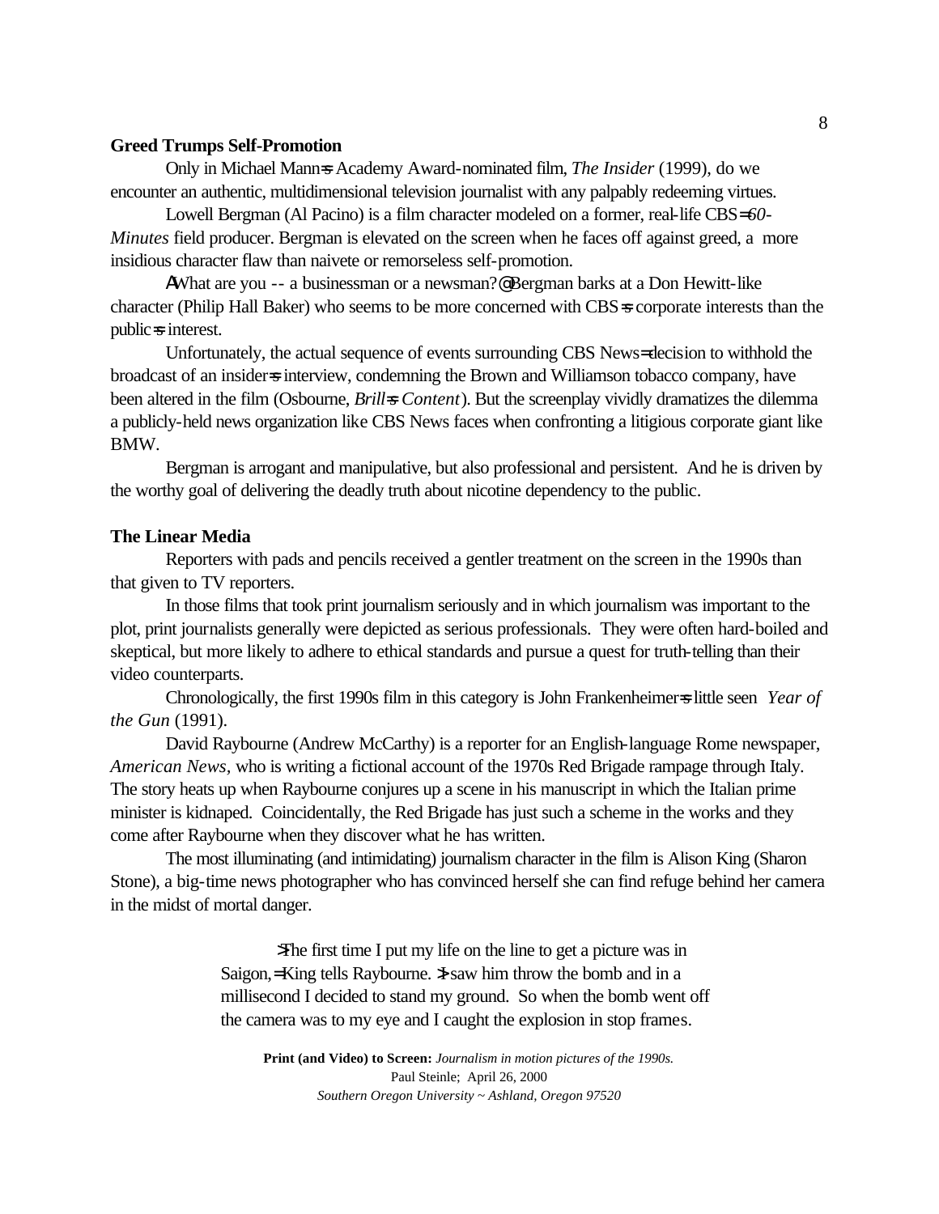**Greed Trumps Self-Promotion**

Only in Michael Mann=s Academy Award-nominated film, *The Insider* (1999), do we encounter an authentic, multidimensional television journalist with any palpably redeeming virtues.

Lowell Bergman (Al Pacino) is a film character modeled on a former, real-life CBS=*60-Minutes* field producer. Bergman is elevated on the screen when he faces off against greed, a more insidious character flaw than naivete or remorseless self-promotion.

AWhat are you -- a businessman or a newsman?@ Bergman barks at a Don Hewitt-like character (Philip Hall Baker) who seems to be more concerned with CBS=s corporate interests than the public=s interest.

Unfortunately, the actual sequence of events surrounding CBS News= decision to withhold the broadcast of an insider=s interview, condemning the Brown and Williamson tobacco company, have been altered in the film (Osbourne, *Brill=s Content*). But the screenplay vividly dramatizes the dilemma a publicly-held news organization like CBS News faces when confronting a litigious corporate giant like BMW.

Bergman is arrogant and manipulative, but also professional and persistent. And he is driven by the worthy goal of delivering the deadly truth about nicotine dependency to the public.

**The Linear Media**

Reporters with pads and pencils received a gentler treatment on the screen in the 1990s than that given to TV reporters.

In those films that took print journalism seriously and in which journalism was important to the plot, print journalists generally were depicted as serious professionals. They were often hard-boiled and skeptical, but more likely to adhere to ethical standards and pursue a quest for truth-telling than their video counterparts.

Chronologically, the first 1990s film in this category is John Frankenheimer=s little seen *Year of the Gun* (1991).

David Raybourne (Andrew McCarthy) is a reporter for an English-language Rome newspaper, *American News*, who is writing a fictional account of the 1970s Red Brigade rampage through Italy. The story heats up when Raybourne conjures up a scene in his manuscript in which the Italian prime minister is kidnaped. Coincidentally, the Red Brigade has just such a scheme in the works and they come after Raybourne when they discover what he has written.

The most illuminating (and intimidating) journalism character in the film is Alison King (Sharon Stone), a big-time news photographer who has convinced herself she can find refuge behind her camera in the midst of mortal danger.

> >The first time I put my life on the line to get a picture was in Saigon,= King tells Raybourne. >I saw him throw the bomb and in a millisecond I decided to stand my ground. So when the bomb went off the camera was to my eye and I caught the explosion in stop frames.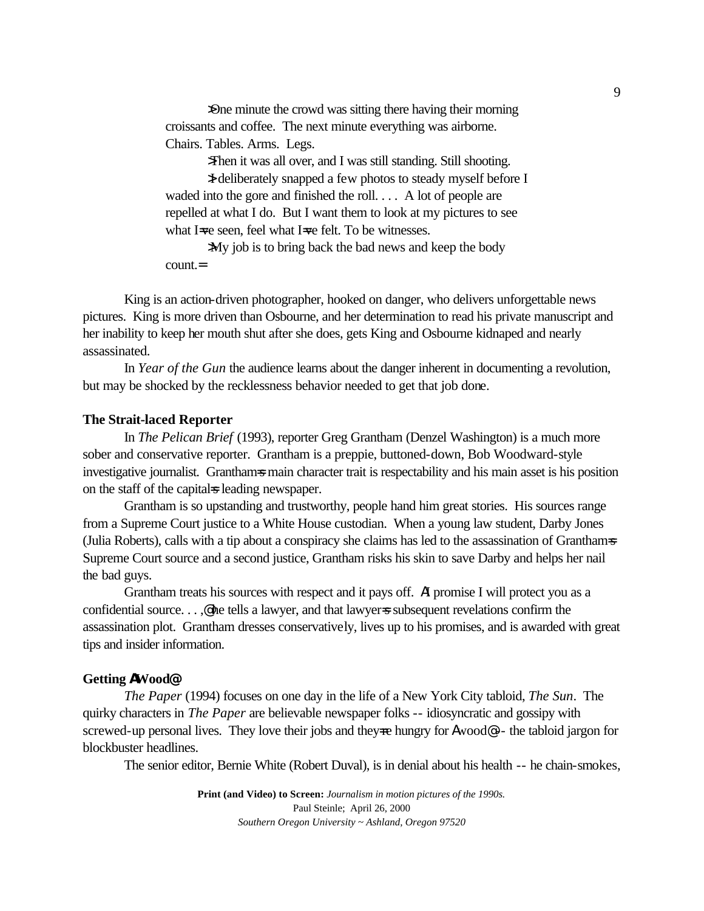> >One minute the crowd was sitting there having their morning croissants and coffee. The next minute everything was airborne. Chairs. Tables. Arms. Legs.
>
> >Then it was all over, and I was still standing. Still shooting.
>
> >I deliberately snapped a few photos to steady myself before I waded into the gore and finished the roll. . . . A lot of people are repelled at what I do. But I want them to look at my pictures to see what I=ve seen, feel what I=ve felt. To be witnesses.
>
> >My job is to bring back the bad news and keep the body count.=

King is an action-driven photographer, hooked on danger, who delivers unforgettable news pictures. King is more driven than Osbourne, and her determination to read his private manuscript and her inability to keep her mouth shut after she does, gets King and Osbourne kidnaped and nearly assassinated.

In *Year of the Gun* the audience learns about the danger inherent in documenting a revolution, but may be shocked by the recklessness behavior needed to get that job done.

**The Strait-laced Reporter**

In *The Pelican Brief* (1993), reporter Greg Grantham (Denzel Washington) is a much more sober and conservative reporter. Grantham is a preppie, buttoned-down, Bob Woodward-style investigative journalist. Grantham=s main character trait is respectability and his main asset is his position on the staff of the capital=s leading newspaper.

Grantham is so upstanding and trustworthy, people hand him great stories. His sources range from a Supreme Court justice to a White House custodian. When a young law student, Darby Jones (Julia Roberts), calls with a tip about a conspiracy she claims has led to the assassination of Grantham=s Supreme Court source and a second justice, Grantham risks his skin to save Darby and helps her nail the bad guys.

Grantham treats his sources with respect and it pays off. AI promise I will protect you as a confidential source. . . ,@ he tells a lawyer, and that lawyer=s subsequent revelations confirm the assassination plot. Grantham dresses conservatively, lives up to his promises, and is awarded with great tips and insider information.

**Getting AWood@**

*The Paper* (1994) focuses on one day in the life of a New York City tabloid, *The Sun*. The quirky characters in *The Paper* are believable newspaper folks -- idiosyncratic and gossipy with screwed-up personal lives. They love their jobs and they=re hungry for Awood@ -- the tabloid jargon for blockbuster headlines.

The senior editor, Bernie White (Robert Duval), is in denial about his health -- he chain-smokes,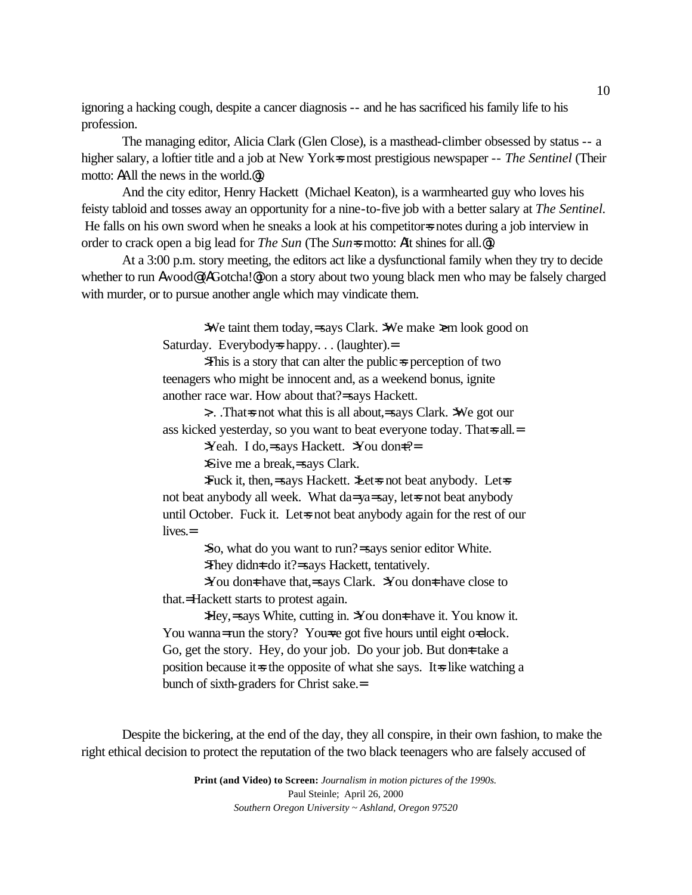ignoring a hacking cough, despite a cancer diagnosis -- and he has sacrificed his family life to his profession.

The managing editor, Alicia Clark (Glen Close), is a masthead-climber obsessed by status -- a higher salary, a loftier title and a job at New York=s most prestigious newspaper -- *The Sentinel* (Their motto: ΑAll the news in the world.@).

And the city editor, Henry Hackett (Michael Keaton), is a warmhearted guy who loves his feisty tabloid and tosses away an opportunity for a nine-to-five job with a better salary at *The Sentinel*. He falls on his own sword when he sneaks a look at his competitor=s notes during a job interview in order to crack open a big lead for *The Sun* (The *Sun*=s motto: ΑIt shines for all.@).

At a 3:00 p.m. story meeting, the editors act like a dysfunctional family when they try to decide whether to run Αwood@ (ΑGotcha!@) on a story about two young black men who may be falsely charged with murder, or to pursue another angle which may vindicate them.

> >We taint them today,= says Clark. >We make >em look good on Saturday. Everybody=s happy. . . (laughter).=
>
> >This is a story that can alter the public=s perception of two teenagers who might be innocent and, as a weekend bonus, ignite another race war. How about that?= says Hackett.
>
> >. . .That=s not what this is all about,= says Clark. >We got our ass kicked yesterday, so you want to beat everyone today. That=s all.=
>
> >Yeah. I do,= says Hackett. >You don=t?=
>
> >Give me a break,= says Clark.
>
> >Fuck it, then,= says Hackett. >Let=s not beat anybody. Let=s not beat anybody all week. What da=ya=say, let=s not beat anybody until October. Fuck it. Let=s not beat anybody again for the rest of our lives.=
>
> >So, what do you want to run?= says senior editor White.
>
> >They didn=t do it?= says Hackett, tentatively.
>
> >You don=t have that,= says Clark. >You don=t have close to that.= Hackett starts to protest again.
>
> >Hey,= says White, cutting in. >You don=t have it. You know it. You wanna= run the story? You=ve got five hours until eight o=clock. Go, get the story. Hey, do your job. Do your job. But don=t take a position because it=s the opposite of what she says. It=s like watching a bunch of sixth-graders for Christ sake.=

Despite the bickering, at the end of the day, they all conspire, in their own fashion, to make the right ethical decision to protect the reputation of the two black teenagers who are falsely accused of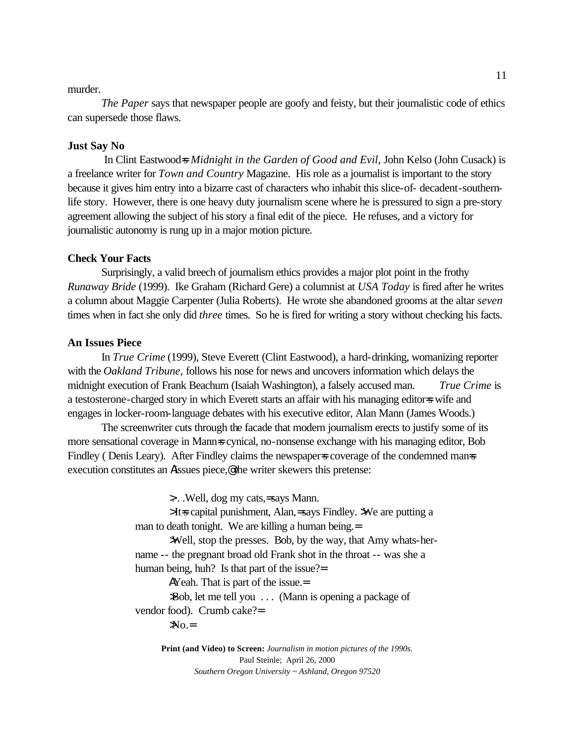murder.

*The Paper* says that newspaper people are goofy and feisty, but their journalistic code of ethics can supersede those flaws.

**Just Say No**

In Clint Eastwood=s *Midnight in the Garden of Good and Evil,* John Kelso (John Cusack) is a freelance writer for *Town and Country* Magazine. His role as a journalist is important to the story because it gives him entry into a bizarre cast of characters who inhabit this slice-of- decadent-southern-life story. However, there is one heavy duty journalism scene where he is pressured to sign a pre-story agreement allowing the subject of his story a final edit of the piece. He refuses, and a victory for journalistic autonomy is rung up in a major motion picture.

**Check Your Facts**

Surprisingly, a valid breech of journalism ethics provides a major plot point in the frothy *Runaway Bride* (1999). Ike Graham (Richard Gere) a columnist at *USA Today* is fired after he writes a column about Maggie Carpenter (Julia Roberts). He wrote she abandoned grooms at the altar *seven* times when in fact she only did *three* times. So he is fired for writing a story without checking his facts.

**An Issues Piece**

In *True Crime* (1999), Steve Everett (Clint Eastwood), a hard-drinking, womanizing reporter with the *Oakland Tribune,* follows his nose for news and uncovers information which delays the midnight execution of Frank Beachum (Isaiah Washington), a falsely accused man. *True Crime* is a testosterone-charged story in which Everett starts an affair with his managing editor=s wife and engages in locker-room-language debates with his executive editor, Alan Mann (James Woods.)

The screenwriter cuts through the facade that modern journalism erects to justify some of its more sensational coverage in Mann=s cynical, no-nonsense exchange with his managing editor, Bob Findley ( Denis Leary). After Findley claims the newspaper=s coverage of the condemned man=s execution constitutes an Aissues piece,@ the writer skewers this pretense:

> >. .Well, dog my cats,= says Mann.
>
> >It=s capital punishment, Alan,= says Findley. >We are putting a man to death tonight. We are killing a human being.=
>
> >Well, stop the presses. Bob, by the way, that Amy whats-her-name -- the pregnant broad old Frank shot in the throat -- was she a human being, huh? Is that part of the issue?=
>
> AYeah. That is part of the issue.=
>
> >Bob, let me tell you . . . (Mann is opening a package of vendor food). Crumb cake?=
>
> >No.=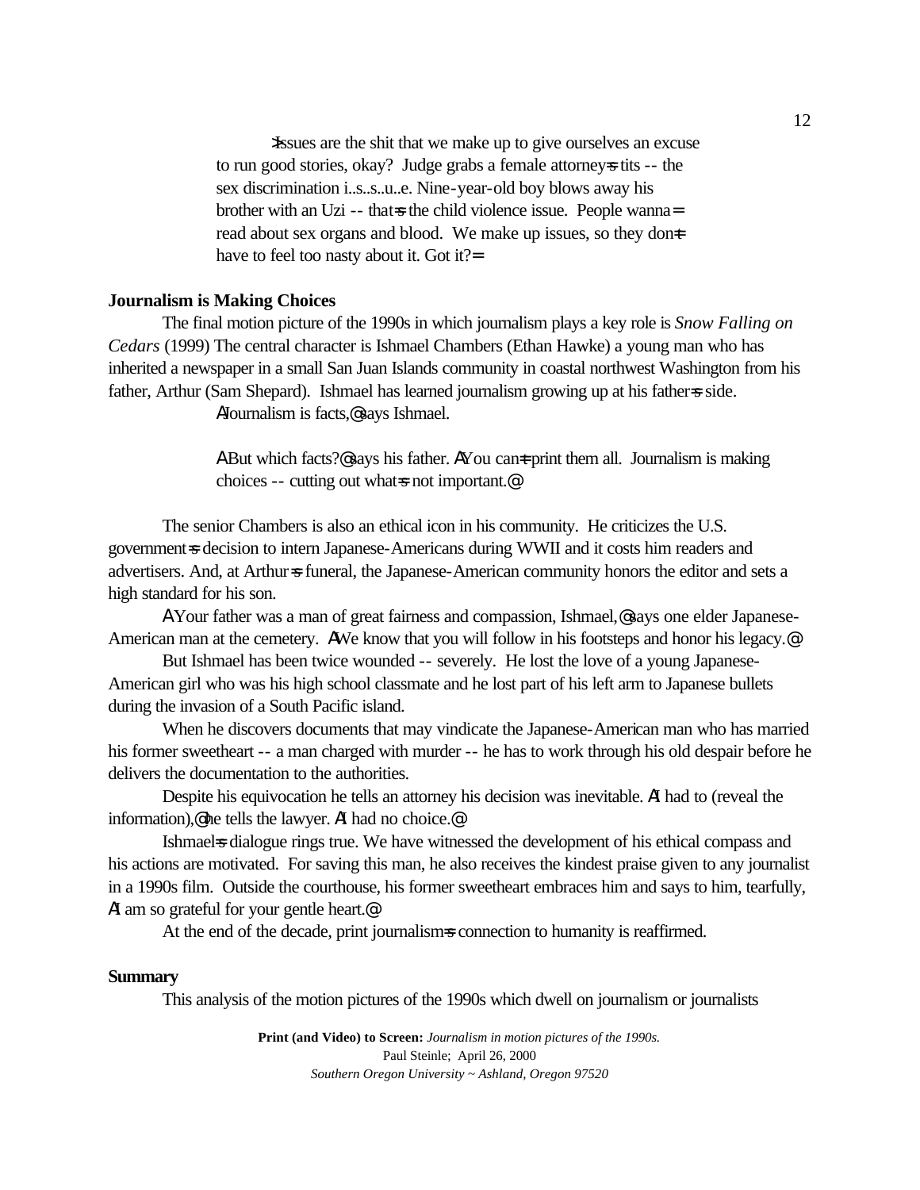≥Issues are the shit that we make up to give ourselves an excuse to run good stories, okay? Judge grabs a female attorney=s tits -- the sex discrimination i..s..s..u..e. Nine-year-old boy blows away his brother with an Uzi -- that=s the child violence issue. People wanna= read about sex organs and blood. We make up issues, so they don=t= have to feel too nasty about it. Got it?=

**Journalism is Making Choices**

The final motion picture of the 1990s in which journalism plays a key role is *Snow Falling on Cedars* (1999) The central character is Ishmael Chambers (Ethan Hawke) a young man who has inherited a newspaper in a small San Juan Islands community in coastal northwest Washington from his father, Arthur (Sam Shepard). Ishmael has learned journalism growing up at his father=s side.

AJournalism is facts,@ says Ishmael.

ABut which facts?@ says his father. AYou can=t print them all. Journalism is making choices -- cutting out what=s not important.@

The senior Chambers is also an ethical icon in his community. He criticizes the U.S. government=s decision to intern Japanese-Americans during WWII and it costs him readers and advertisers. And, at Arthur=s funeral, the Japanese-American community honors the editor and sets a high standard for his son.

AYour father was a man of great fairness and compassion, Ishmael,@ says one elder Japanese-American man at the cemetery. AWe know that you will follow in his footsteps and honor his legacy.@

But Ishmael has been twice wounded -- severely. He lost the love of a young Japanese-American girl who was his high school classmate and he lost part of his left arm to Japanese bullets during the invasion of a South Pacific island.

When he discovers documents that may vindicate the Japanese-American man who has married his former sweetheart -- a man charged with murder -- he has to work through his old despair before he delivers the documentation to the authorities.

Despite his equivocation he tells an attorney his decision was inevitable. AI had to (reveal the information),@ he tells the lawyer. AI had no choice.@

Ishmael=s dialogue rings true. We have witnessed the development of his ethical compass and his actions are motivated. For saving this man, he also receives the kindest praise given to any journalist in a 1990s film. Outside the courthouse, his former sweetheart embraces him and says to him, tearfully, AI am so grateful for your gentle heart.@

At the end of the decade, print journalism=s connection to humanity is reaffirmed.

**Summary**

This analysis of the motion pictures of the 1990s which dwell on journalism or journalists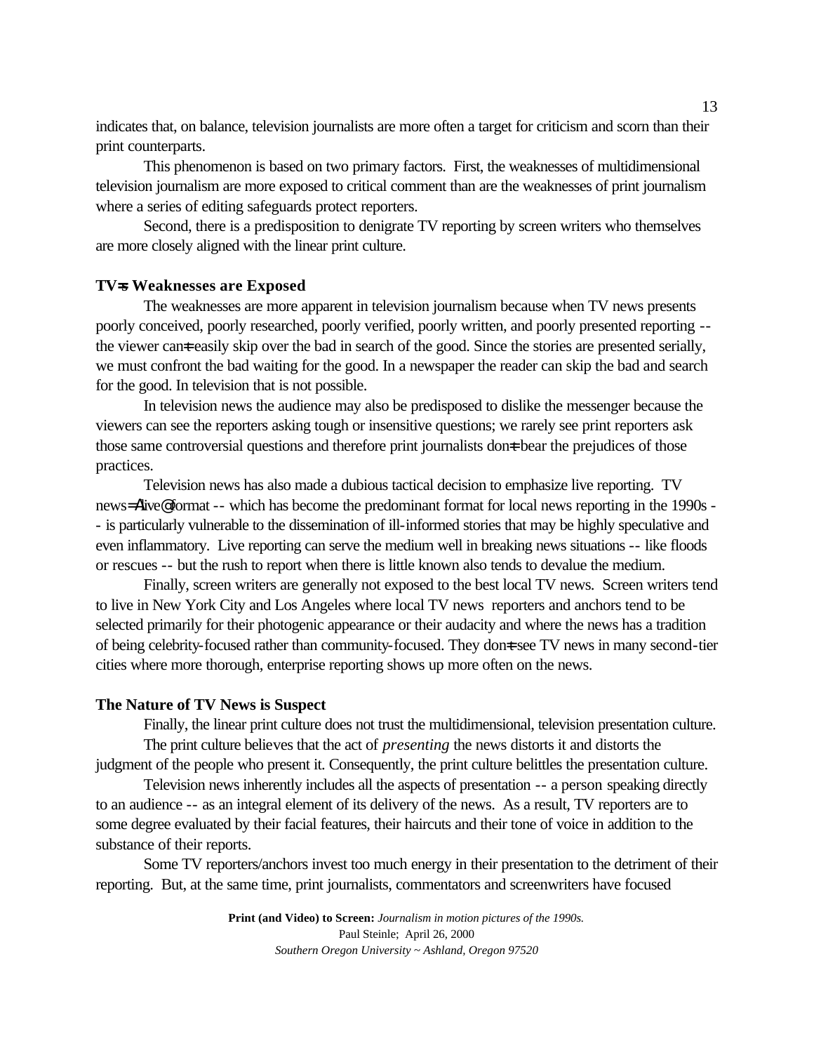indicates that, on balance, television journalists are more often a target for criticism and scorn than their print counterparts.

This phenomenon is based on two primary factors. First, the weaknesses of multidimensional television journalism are more exposed to critical comment than are the weaknesses of print journalism where a series of editing safeguards protect reporters.

Second, there is a predisposition to denigrate TV reporting by screen writers who themselves are more closely aligned with the linear print culture.

**TV=s Weaknesses are Exposed**

The weaknesses are more apparent in television journalism because when TV news presents poorly conceived, poorly researched, poorly verified, poorly written, and poorly presented reporting -- the viewer can=t easily skip over the bad in search of the good. Since the stories are presented serially, we must confront the bad waiting for the good. In a newspaper the reader can skip the bad and search for the good. In television that is not possible.

In television news the audience may also be predisposed to dislike the messenger because the viewers can see the reporters asking tough or insensitive questions; we rarely see print reporters ask those same controversial questions and therefore print journalists don=t bear the prejudices of those practices.

Television news has also made a dubious tactical decision to emphasize live reporting. TV news=Alive@format -- which has become the predominant format for local news reporting in the 1990s -- is particularly vulnerable to the dissemination of ill-informed stories that may be highly speculative and even inflammatory. Live reporting can serve the medium well in breaking news situations -- like floods or rescues -- but the rush to report when there is little known also tends to devalue the medium.

Finally, screen writers are generally not exposed to the best local TV news. Screen writers tend to live in New York City and Los Angeles where local TV news reporters and anchors tend to be selected primarily for their photogenic appearance or their audacity and where the news has a tradition of being celebrity-focused rather than community-focused. They don=t see TV news in many second-tier cities where more thorough, enterprise reporting shows up more often on the news.

**The Nature of TV News is Suspect**

Finally, the linear print culture does not trust the multidimensional, television presentation culture.

The print culture believes that the act of *presenting* the news distorts it and distorts the judgment of the people who present it. Consequently, the print culture belittles the presentation culture.

Television news inherently includes all the aspects of presentation -- a person speaking directly to an audience -- as an integral element of its delivery of the news. As a result, TV reporters are to some degree evaluated by their facial features, their haircuts and their tone of voice in addition to the substance of their reports.

Some TV reporters/anchors invest too much energy in their presentation to the detriment of their reporting. But, at the same time, print journalists, commentators and screenwriters have focused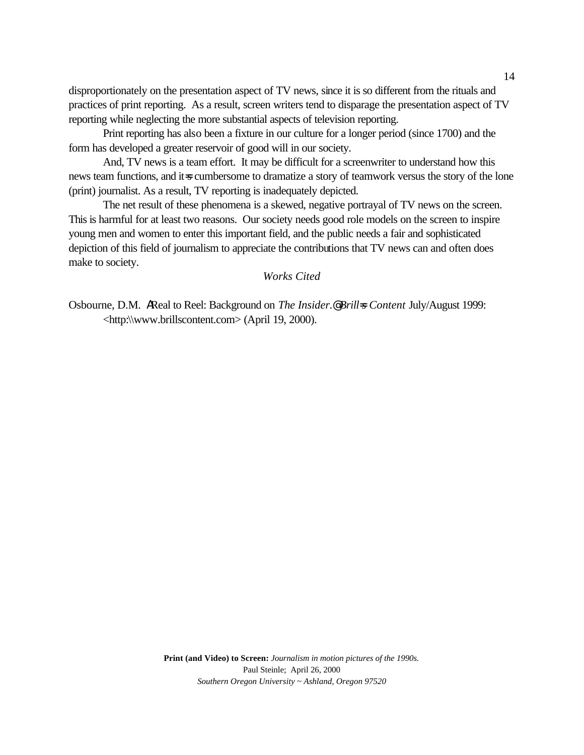disproportionately on the presentation aspect of TV news, since it is so different from the rituals and practices of print reporting. As a result, screen writers tend to disparage the presentation aspect of TV reporting while neglecting the more substantial aspects of television reporting.

Print reporting has also been a fixture in our culture for a longer period (since 1700) and the form has developed a greater reservoir of good will in our society.

And, TV news is a team effort. It may be difficult for a screenwriter to understand how this news team functions, and it=s cumbersome to dramatize a story of teamwork versus the story of the lone (print) journalist. As a result, TV reporting is inadequately depicted.

The net result of these phenomena is a skewed, negative portrayal of TV news on the screen. This is harmful for at least two reasons. Our society needs good role models on the screen to inspire young men and women to enter this important field, and the public needs a fair and sophisticated depiction of this field of journalism to appreciate the contributions that TV news can and often does make to society.

### *Works Cited*

Osbourne, D.M. AReal to Reel: Background on *The Insider.*@ *Brill=s Content* July/August 1999: <http:\\www.brillscontent.com> (April 19, 2000).